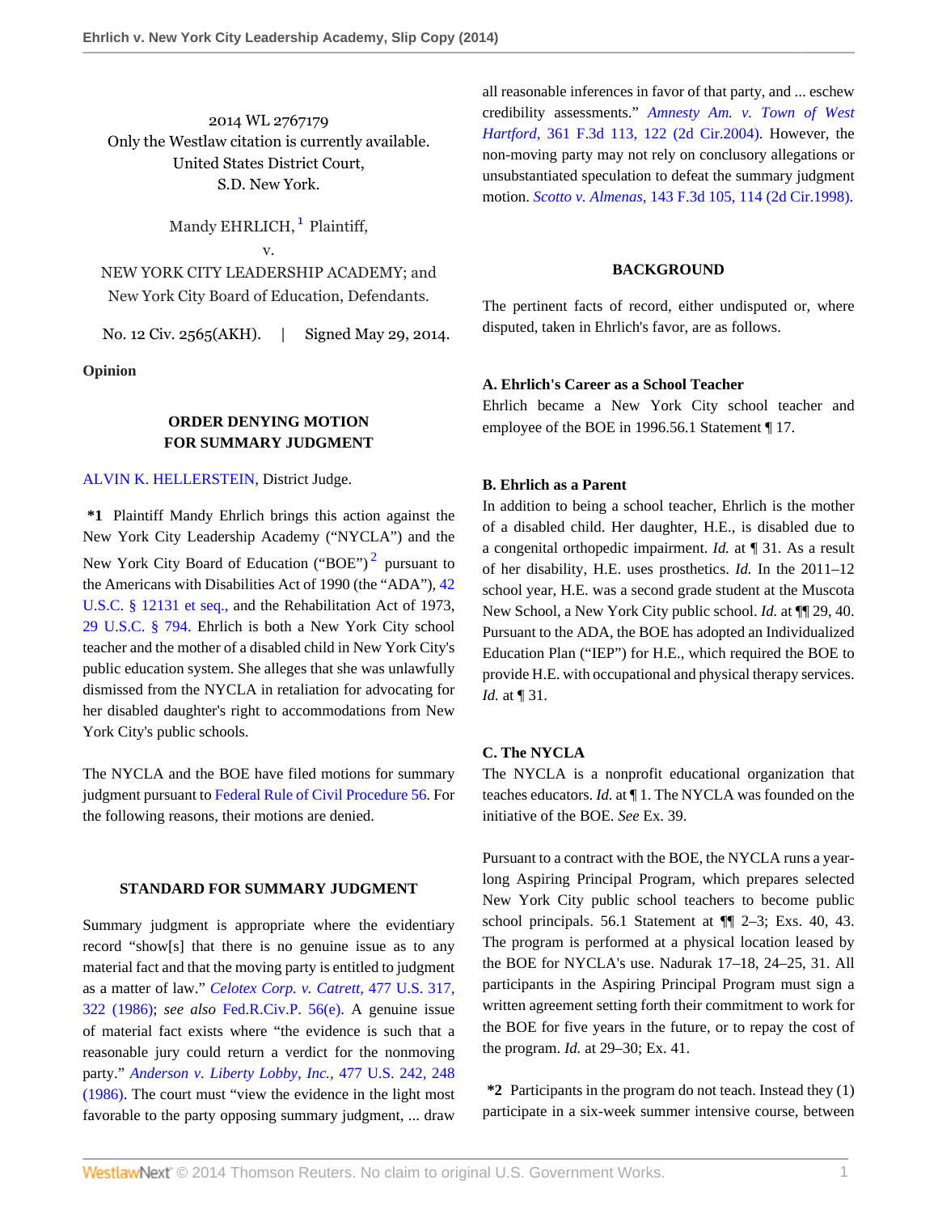2014 WL 2767179
Only the Westlaw citation is currently available.
United States District Court,
S.D. New York.

Mandy EHRLICH,[1] Plaintiff,
v.
NEW YORK CITY LEADERSHIP ACADEMY; and New York City Board of Education, Defendants.

No. 12 Civ. 2565(AKH). | Signed May 29, 2014.

**Opinion**

**ORDER DENYING MOTION FOR SUMMARY JUDGMENT**

ALVIN K. HELLERSTEIN, District Judge.

**\*1** Plaintiff Mandy Ehrlich brings this action against the New York City Leadership Academy ("NYCLA") and the New York City Board of Education ("BOE")[2] pursuant to the Americans with Disabilities Act of 1990 (the "ADA"), 42 U.S.C. § 12131 et seq., and the Rehabilitation Act of 1973, 29 U.S.C. § 794. Ehrlich is both a New York City school teacher and the mother of a disabled child in New York City's public education system. She alleges that she was unlawfully dismissed from the NYCLA in retaliation for advocating for her disabled daughter's right to accommodations from New York City's public schools.

The NYCLA and the BOE have filed motions for summary judgment pursuant to Federal Rule of Civil Procedure 56. For the following reasons, their motions are denied.

**STANDARD FOR SUMMARY JUDGMENT**

Summary judgment is appropriate where the evidentiary record "show[s] that there is no genuine issue as to any material fact and that the moving party is entitled to judgment as a matter of law." *Celotex Corp. v. Catrett,* 477 U.S. 317, 322 (1986); *see also* Fed.R.Civ.P. 56(e). A genuine issue of material fact exists where "the evidence is such that a reasonable jury could return a verdict for the nonmoving party." *Anderson v. Liberty Lobby, Inc.,* 477 U.S. 242, 248 (1986). The court must "view the evidence in the light most favorable to the party opposing summary judgment, ... draw all reasonable inferences in favor of that party, and ... eschew credibility assessments." *Amnesty Am. v. Town of West Hartford,* 361 F.3d 113, 122 (2d Cir.2004). However, the non-moving party may not rely on conclusory allegations or unsubstantiated speculation to defeat the summary judgment motion. *Scotto v. Almenas,* 143 F.3d 105, 114 (2d Cir.1998).

**BACKGROUND**

The pertinent facts of record, either undisputed or, where disputed, taken in Ehrlich's favor, are as follows.

**A. Ehrlich's Career as a School Teacher**

Ehrlich became a New York City school teacher and employee of the BOE in 1996.56.1 Statement ¶ 17.

**B. Ehrlich as a Parent**

In addition to being a school teacher, Ehrlich is the mother of a disabled child. Her daughter, H.E., is disabled due to a congenital orthopedic impairment. *Id.* at ¶ 31. As a result of her disability, H.E. uses prosthetics. *Id.* In the 2011–12 school year, H.E. was a second grade student at the Muscota New School, a New York City public school. *Id.* at ¶¶ 29, 40. Pursuant to the ADA, the BOE has adopted an Individualized Education Plan ("IEP") for H.E., which required the BOE to provide H.E. with occupational and physical therapy services. *Id.* at ¶ 31.

**C. The NYCLA**

The NYCLA is a nonprofit educational organization that teaches educators. *Id.* at ¶ 1. The NYCLA was founded on the initiative of the BOE. *See* Ex. 39.

Pursuant to a contract with the BOE, the NYCLA runs a year-long Aspiring Principal Program, which prepares selected New York City public school teachers to become public school principals. 56.1 Statement at ¶¶ 2–3; Exs. 40, 43. The program is performed at a physical location leased by the BOE for NYCLA's use. Nadurak 17–18, 24–25, 31. All participants in the Aspiring Principal Program must sign a written agreement setting forth their commitment to work for the BOE for five years in the future, or to repay the cost of the program. *Id.* at 29–30; Ex. 41.

**\*2** Participants in the program do not teach. Instead they (1) participate in a six-week summer intensive course, between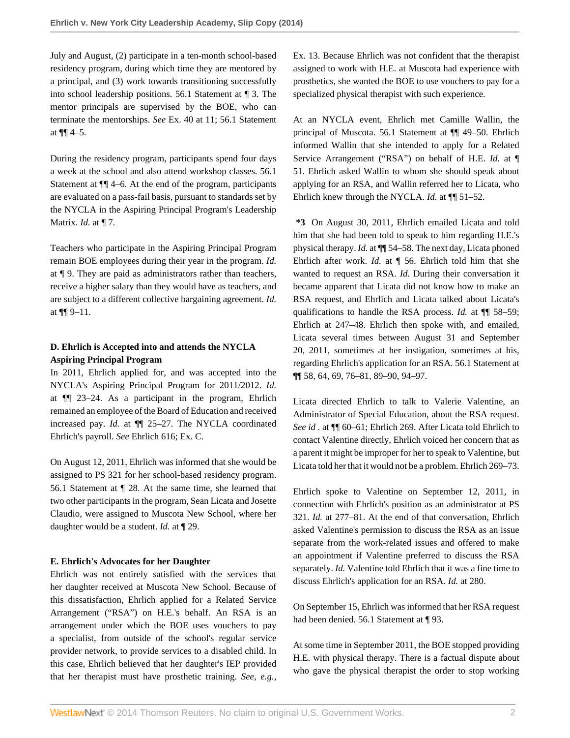July and August, (2) participate in a ten-month school-based residency program, during which time they are mentored by a principal, and (3) work towards transitioning successfully into school leadership positions. 56.1 Statement at ¶ 3. The mentor principals are supervised by the BOE, who can terminate the mentorships. *See* Ex. 40 at 11; 56.1 Statement at ¶¶ 4–5.

During the residency program, participants spend four days a week at the school and also attend workshop classes. 56.1 Statement at ¶¶ 4–6. At the end of the program, participants are evaluated on a pass-fail basis, pursuant to standards set by the NYCLA in the Aspiring Principal Program's Leadership Matrix. *Id.* at ¶ 7.

Teachers who participate in the Aspiring Principal Program remain BOE employees during their year in the program. *Id.* at ¶ 9. They are paid as administrators rather than teachers, receive a higher salary than they would have as teachers, and are subject to a different collective bargaining agreement. *Id.* at ¶¶ 9–11.

### D. Ehrlich is Accepted into and attends the NYCLA Aspiring Principal Program

In 2011, Ehrlich applied for, and was accepted into the NYCLA's Aspiring Principal Program for 2011/2012. *Id.* at ¶¶ 23–24. As a participant in the program, Ehrlich remained an employee of the Board of Education and received increased pay. *Id.* at ¶¶ 25–27. The NYCLA coordinated Ehrlich's payroll. *See* Ehrlich 616; Ex. C.

On August 12, 2011, Ehrlich was informed that she would be assigned to PS 321 for her school-based residency program. 56.1 Statement at ¶ 28. At the same time, she learned that two other participants in the program, Sean Licata and Josette Claudio, were assigned to Muscota New School, where her daughter would be a student. *Id.* at ¶ 29.

### E. Ehrlich's Advocates for her Daughter

Ehrlich was not entirely satisfied with the services that her daughter received at Muscota New School. Because of this dissatisfaction, Ehrlich applied for a Related Service Arrangement ("RSA") on H.E.'s behalf. An RSA is an arrangement under which the BOE uses vouchers to pay a specialist, from outside of the school's regular service provider network, to provide services to a disabled child. In this case, Ehrlich believed that her daughter's IEP provided that her therapist must have prosthetic training. *See, e.g.,* Ex. 13. Because Ehrlich was not confident that the therapist assigned to work with H.E. at Muscota had experience with prosthetics, she wanted the BOE to use vouchers to pay for a specialized physical therapist with such experience.

At an NYCLA event, Ehrlich met Camille Wallin, the principal of Muscota. 56.1 Statement at ¶¶ 49–50. Ehrlich informed Wallin that she intended to apply for a Related Service Arrangement ("RSA") on behalf of H.E. *Id.* at ¶ 51. Ehrlich asked Wallin to whom she should speak about applying for an RSA, and Wallin referred her to Licata, who Ehrlich knew through the NYCLA. *Id.* at ¶¶ 51–52.

**\*3** On August 30, 2011, Ehrlich emailed Licata and told him that she had been told to speak to him regarding H.E.'s physical therapy. *Id.* at ¶¶ 54–58. The next day, Licata phoned Ehrlich after work. *Id.* at ¶ 56. Ehrlich told him that she wanted to request an RSA. *Id.* During their conversation it became apparent that Licata did not know how to make an RSA request, and Ehrlich and Licata talked about Licata's qualifications to handle the RSA process. *Id.* at ¶¶ 58–59; Ehrlich at 247–48. Ehrlich then spoke with, and emailed, Licata several times between August 31 and September 20, 2011, sometimes at her instigation, sometimes at his, regarding Ehrlich's application for an RSA. 56.1 Statement at ¶¶ 58, 64, 69, 76–81, 89–90, 94–97.

Licata directed Ehrlich to talk to Valerie Valentine, an Administrator of Special Education, about the RSA request. *See id* . at ¶¶ 60–61; Ehrlich 269. After Licata told Ehrlich to contact Valentine directly, Ehrlich voiced her concern that as a parent it might be improper for her to speak to Valentine, but Licata told her that it would not be a problem. Ehrlich 269–73.

Ehrlich spoke to Valentine on September 12, 2011, in connection with Ehrlich's position as an administrator at PS 321. *Id.* at 277–81. At the end of that conversation, Ehrlich asked Valentine's permission to discuss the RSA as an issue separate from the work-related issues and offered to make an appointment if Valentine preferred to discuss the RSA separately. *Id.* Valentine told Ehrlich that it was a fine time to discuss Ehrlich's application for an RSA. *Id.* at 280.

On September 15, Ehrlich was informed that her RSA request had been denied. 56.1 Statement at ¶ 93.

At some time in September 2011, the BOE stopped providing H.E. with physical therapy. There is a factual dispute about who gave the physical therapist the order to stop working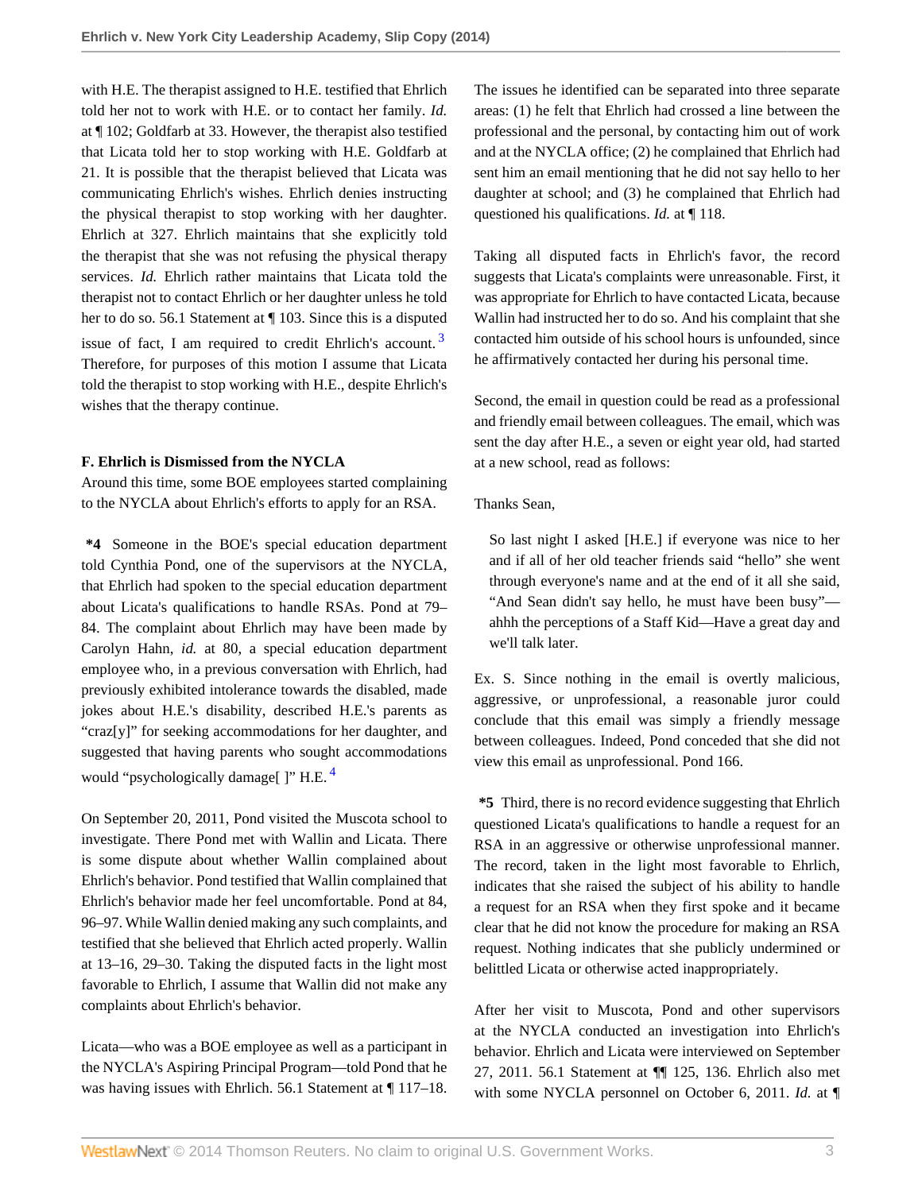with H.E. The therapist assigned to H.E. testified that Ehrlich told her not to work with H.E. or to contact her family. *Id.* at ¶ 102; Goldfarb at 33. However, the therapist also testified that Licata told her to stop working with H.E. Goldfarb at 21. It is possible that the therapist believed that Licata was communicating Ehrlich's wishes. Ehrlich denies instructing the physical therapist to stop working with her daughter. Ehrlich at 327. Ehrlich maintains that she explicitly told the therapist that she was not refusing the physical therapy services. *Id.* Ehrlich rather maintains that Licata told the therapist not to contact Ehrlich or her daughter unless he told her to do so. 56.1 Statement at ¶ 103. Since this is a disputed issue of fact, I am required to credit Ehrlich's account. [3] Therefore, for purposes of this motion I assume that Licata told the therapist to stop working with H.E., despite Ehrlich's wishes that the therapy continue.

**F. Ehrlich is Dismissed from the NYCLA**

Around this time, some BOE employees started complaining to the NYCLA about Ehrlich's efforts to apply for an RSA.

**\*4** Someone in the BOE's special education department told Cynthia Pond, one of the supervisors at the NYCLA, that Ehrlich had spoken to the special education department about Licata's qualifications to handle RSAs. Pond at 79–84. The complaint about Ehrlich may have been made by Carolyn Hahn, *id.* at 80, a special education department employee who, in a previous conversation with Ehrlich, had previously exhibited intolerance towards the disabled, made jokes about H.E.'s disability, described H.E.'s parents as "craz[y]" for seeking accommodations for her daughter, and suggested that having parents who sought accommodations would "psychologically damage[ ]" H.E. [4]

On September 20, 2011, Pond visited the Muscota school to investigate. There Pond met with Wallin and Licata. There is some dispute about whether Wallin complained about Ehrlich's behavior. Pond testified that Wallin complained that Ehrlich's behavior made her feel uncomfortable. Pond at 84, 96–97. While Wallin denied making any such complaints, and testified that she believed that Ehrlich acted properly. Wallin at 13–16, 29–30. Taking the disputed facts in the light most favorable to Ehrlich, I assume that Wallin did not make any complaints about Ehrlich's behavior.

Licata—who was a BOE employee as well as a participant in the NYCLA's Aspiring Principal Program—told Pond that he was having issues with Ehrlich. 56.1 Statement at ¶ 117–18. The issues he identified can be separated into three separate areas: (1) he felt that Ehrlich had crossed a line between the professional and the personal, by contacting him out of work and at the NYCLA office; (2) he complained that Ehrlich had sent him an email mentioning that he did not say hello to her daughter at school; and (3) he complained that Ehrlich had questioned his qualifications. *Id.* at ¶ 118.

Taking all disputed facts in Ehrlich's favor, the record suggests that Licata's complaints were unreasonable. First, it was appropriate for Ehrlich to have contacted Licata, because Wallin had instructed her to do so. And his complaint that she contacted him outside of his school hours is unfounded, since he affirmatively contacted her during his personal time.

Second, the email in question could be read as a professional and friendly email between colleagues. The email, which was sent the day after H.E., a seven or eight year old, had started at a new school, read as follows:

Thanks Sean,

> So last night I asked [H.E.] if everyone was nice to her and if all of her old teacher friends said "hello" she went through everyone's name and at the end of it all she said, "And Sean didn't say hello, he must have been busy"—ahhh the perceptions of a Staff Kid—Have a great day and we'll talk later.

Ex. S. Since nothing in the email is overtly malicious, aggressive, or unprofessional, a reasonable juror could conclude that this email was simply a friendly message between colleagues. Indeed, Pond conceded that she did not view this email as unprofessional. Pond 166.

**\*5** Third, there is no record evidence suggesting that Ehrlich questioned Licata's qualifications to handle a request for an RSA in an aggressive or otherwise unprofessional manner. The record, taken in the light most favorable to Ehrlich, indicates that she raised the subject of his ability to handle a request for an RSA when they first spoke and it became clear that he did not know the procedure for making an RSA request. Nothing indicates that she publicly undermined or belittled Licata or otherwise acted inappropriately.

After her visit to Muscota, Pond and other supervisors at the NYCLA conducted an investigation into Ehrlich's behavior. Ehrlich and Licata were interviewed on September 27, 2011. 56.1 Statement at ¶¶ 125, 136. Ehrlich also met with some NYCLA personnel on October 6, 2011. *Id.* at ¶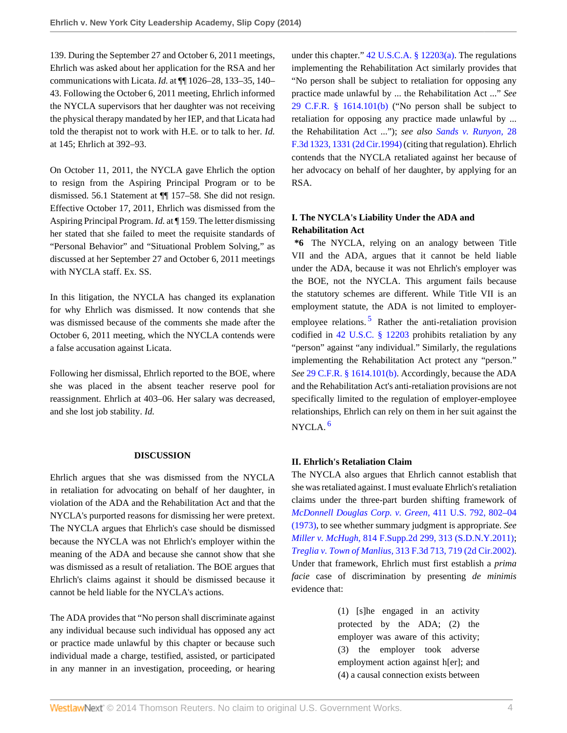139. During the September 27 and October 6, 2011 meetings, Ehrlich was asked about her application for the RSA and her communications with Licata. *Id.* at ¶¶ 1026–28, 133–35, 140–43. Following the October 6, 2011 meeting, Ehrlich informed the NYCLA supervisors that her daughter was not receiving the physical therapy mandated by her IEP, and that Licata had told the therapist not to work with H.E. or to talk to her. *Id.* at 145; Ehrlich at 392–93.

On October 11, 2011, the NYCLA gave Ehrlich the option to resign from the Aspiring Principal Program or to be dismissed. 56.1 Statement at ¶¶ 157–58. She did not resign. Effective October 17, 2011, Ehrlich was dismissed from the Aspiring Principal Program. *Id.* at ¶ 159. The letter dismissing her stated that she failed to meet the requisite standards of "Personal Behavior" and "Situational Problem Solving," as discussed at her September 27 and October 6, 2011 meetings with NYCLA staff. Ex. SS.

In this litigation, the NYCLA has changed its explanation for why Ehrlich was dismissed. It now contends that she was dismissed because of the comments she made after the October 6, 2011 meeting, which the NYCLA contends were a false accusation against Licata.

Following her dismissal, Ehrlich reported to the BOE, where she was placed in the absent teacher reserve pool for reassignment. Ehrlich at 403–06. Her salary was decreased, and she lost job stability. *Id.*

## DISCUSSION

Ehrlich argues that she was dismissed from the NYCLA in retaliation for advocating on behalf of her daughter, in violation of the ADA and the Rehabilitation Act and that the NYCLA's purported reasons for dismissing her were pretext. The NYCLA argues that Ehrlich's case should be dismissed because the NYCLA was not Ehrlich's employer within the meaning of the ADA and because she cannot show that she was dismissed as a result of retaliation. The BOE argues that Ehrlich's claims against it should be dismissed because it cannot be held liable for the NYCLA's actions.

The ADA provides that "No person shall discriminate against any individual because such individual has opposed any act or practice made unlawful by this chapter or because such individual made a charge, testified, assisted, or participated in any manner in an investigation, proceeding, or hearing under this chapter." 42 U.S.C.A. § 12203(a). The regulations implementing the Rehabilitation Act similarly provides that "No person shall be subject to retaliation for opposing any practice made unlawful by ... the Rehabilitation Act ..." *See* 29 C.F.R. § 1614.101(b) ("No person shall be subject to retaliation for opposing any practice made unlawful by ... the Rehabilitation Act ..."); *see also* *Sands v. Runyon,* 28 F.3d 1323, 1331 (2d Cir.1994) (citing that regulation). Ehrlich contends that the NYCLA retaliated against her because of her advocacy on behalf of her daughter, by applying for an RSA.

### I. The NYCLA's Liability Under the ADA and Rehabilitation Act

**\*6** The NYCLA, relying on an analogy between Title VII and the ADA, argues that it cannot be held liable under the ADA, because it was not Ehrlich's employer was the BOE, not the NYCLA. This argument fails because the statutory schemes are different. While Title VII is an employment statute, the ADA is not limited to employer-employee relations.[5] Rather the anti-retaliation provision codified in 42 U.S.C. § 12203 prohibits retaliation by any "person" against "any individual." Similarly, the regulations implementing the Rehabilitation Act protect any "person." *See* 29 C.F.R. § 1614.101(b). Accordingly, because the ADA and the Rehabilitation Act's anti-retaliation provisions are not specifically limited to the regulation of employer-employee relationships, Ehrlich can rely on them in her suit against the NYCLA.[6]

### II. Ehrlich's Retaliation Claim

The NYCLA also argues that Ehrlich cannot establish that she was retaliated against. I must evaluate Ehrlich's retaliation claims under the three-part burden shifting framework of *McDonnell Douglas Corp. v. Green,* 411 U.S. 792, 802–04 (1973), to see whether summary judgment is appropriate. *See* *Miller v. McHugh,* 814 F.Supp.2d 299, 313 (S.D.N.Y.2011); *Treglia v. Town of Manlius,* 313 F.3d 713, 719 (2d Cir.2002). Under that framework, Ehrlich must first establish a *prima facie* case of discrimination by presenting *de minimis* evidence that:

> (1) [s]he engaged in an activity protected by the ADA; (2) the employer was aware of this activity; (3) the employer took adverse employment action against h[er]; and (4) a causal connection exists between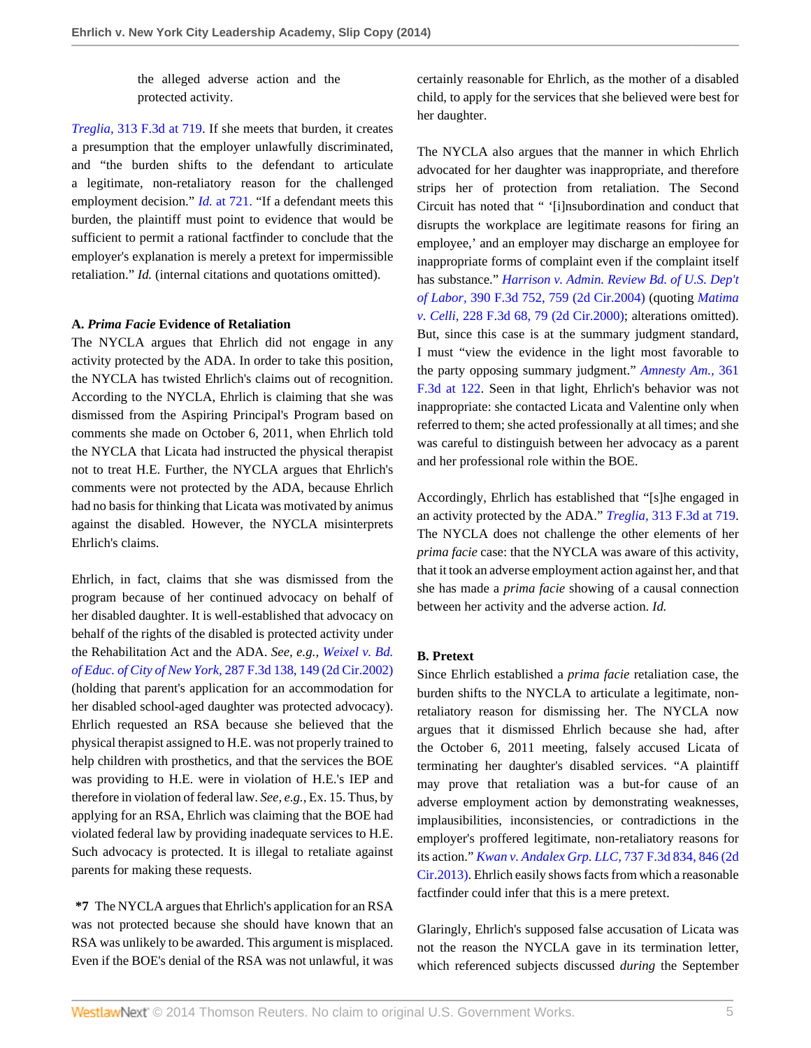the alleged adverse action and the protected activity.

*Treglia,* 313 F.3d at 719. If she meets that burden, it creates a presumption that the employer unlawfully discriminated, and "the burden shifts to the defendant to articulate a legitimate, non-retaliatory reason for the challenged employment decision." *Id.* at 721. "If a defendant meets this burden, the plaintiff must point to evidence that would be sufficient to permit a rational factfinder to conclude that the employer's explanation is merely a pretext for impermissible retaliation." *Id.* (internal citations and quotations omitted).

**A. *Prima Facie* Evidence of Retaliation**

The NYCLA argues that Ehrlich did not engage in any activity protected by the ADA. In order to take this position, the NYCLA has twisted Ehrlich's claims out of recognition. According to the NYCLA, Ehrlich is claiming that she was dismissed from the Aspiring Principal's Program based on comments she made on October 6, 2011, when Ehrlich told the NYCLA that Licata had instructed the physical therapist not to treat H.E. Further, the NYCLA argues that Ehrlich's comments were not protected by the ADA, because Ehrlich had no basis for thinking that Licata was motivated by animus against the disabled. However, the NYCLA misinterprets Ehrlich's claims.

Ehrlich, in fact, claims that she was dismissed from the program because of her continued advocacy on behalf of her disabled daughter. It is well-established that advocacy on behalf of the rights of the disabled is protected activity under the Rehabilitation Act and the ADA. *See, e.g., Weixel v. Bd. of Educ. of City of New York,* 287 F.3d 138, 149 (2d Cir.2002) (holding that parent's application for an accommodation for her disabled school-aged daughter was protected advocacy). Ehrlich requested an RSA because she believed that the physical therapist assigned to H.E. was not properly trained to help children with prosthetics, and that the services the BOE was providing to H.E. were in violation of H.E.'s IEP and therefore in violation of federal law. *See, e.g.,* Ex. 15. Thus, by applying for an RSA, Ehrlich was claiming that the BOE had violated federal law by providing inadequate services to H.E. Such advocacy is protected. It is illegal to retaliate against parents for making these requests.

**\*7** The NYCLA argues that Ehrlich's application for an RSA was not protected because she should have known that an RSA was unlikely to be awarded. This argument is misplaced. Even if the BOE's denial of the RSA was not unlawful, it was certainly reasonable for Ehrlich, as the mother of a disabled child, to apply for the services that she believed were best for her daughter.

The NYCLA also argues that the manner in which Ehrlich advocated for her daughter was inappropriate, and therefore strips her of protection from retaliation. The Second Circuit has noted that " '[i]nsubordination and conduct that disrupts the workplace are legitimate reasons for firing an employee,' and an employer may discharge an employee for inappropriate forms of complaint even if the complaint itself has substance." *Harrison v. Admin. Review Bd. of U.S. Dep't of Labor,* 390 F.3d 752, 759 (2d Cir.2004) (quoting *Matima v. Celli,* 228 F.3d 68, 79 (2d Cir.2000); alterations omitted). But, since this case is at the summary judgment standard, I must "view the evidence in the light most favorable to the party opposing summary judgment." *Amnesty Am.,* 361 F.3d at 122. Seen in that light, Ehrlich's behavior was not inappropriate: she contacted Licata and Valentine only when referred to them; she acted professionally at all times; and she was careful to distinguish between her advocacy as a parent and her professional role within the BOE.

Accordingly, Ehrlich has established that "[s]he engaged in an activity protected by the ADA." *Treglia,* 313 F.3d at 719. The NYCLA does not challenge the other elements of her *prima facie* case: that the NYCLA was aware of this activity, that it took an adverse employment action against her, and that she has made a *prima facie* showing of a causal connection between her activity and the adverse action. *Id.*

**B. Pretext**

Since Ehrlich established a *prima facie* retaliation case, the burden shifts to the NYCLA to articulate a legitimate, non-retaliatory reason for dismissing her. The NYCLA now argues that it dismissed Ehrlich because she had, after the October 6, 2011 meeting, falsely accused Licata of terminating her daughter's disabled services. "A plaintiff may prove that retaliation was a but-for cause of an adverse employment action by demonstrating weaknesses, implausibilities, inconsistencies, or contradictions in the employer's proffered legitimate, non-retaliatory reasons for its action." *Kwan v. Andalex Grp. LLC,* 737 F.3d 834, 846 (2d Cir.2013). Ehrlich easily shows facts from which a reasonable factfinder could infer that this is a mere pretext.

Glaringly, Ehrlich's supposed false accusation of Licata was not the reason the NYCLA gave in its termination letter, which referenced subjects discussed *during* the September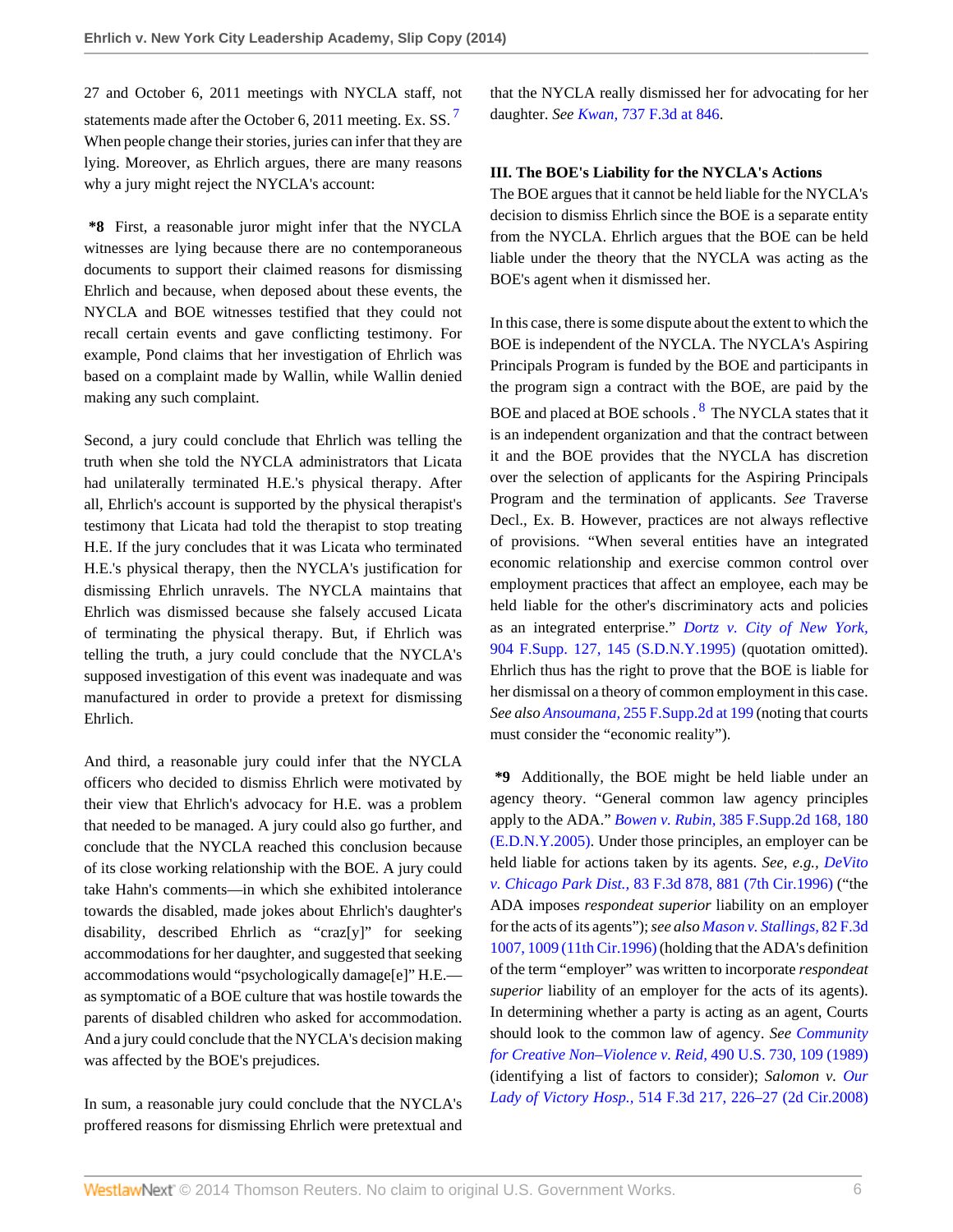27 and October 6, 2011 meetings with NYCLA staff, not statements made after the October 6, 2011 meeting. Ex. SS.[7] When people change their stories, juries can infer that they are lying. Moreover, as Ehrlich argues, there are many reasons why a jury might reject the NYCLA's account:

**\*8** First, a reasonable juror might infer that the NYCLA witnesses are lying because there are no contemporaneous documents to support their claimed reasons for dismissing Ehrlich and because, when deposed about these events, the NYCLA and BOE witnesses testified that they could not recall certain events and gave conflicting testimony. For example, Pond claims that her investigation of Ehrlich was based on a complaint made by Wallin, while Wallin denied making any such complaint.

Second, a jury could conclude that Ehrlich was telling the truth when she told the NYCLA administrators that Licata had unilaterally terminated H.E.'s physical therapy. After all, Ehrlich's account is supported by the physical therapist's testimony that Licata had told the therapist to stop treating H.E. If the jury concludes that it was Licata who terminated H.E.'s physical therapy, then the NYCLA's justification for dismissing Ehrlich unravels. The NYCLA maintains that Ehrlich was dismissed because she falsely accused Licata of terminating the physical therapy. But, if Ehrlich was telling the truth, a jury could conclude that the NYCLA's supposed investigation of this event was inadequate and was manufactured in order to provide a pretext for dismissing Ehrlich.

And third, a reasonable jury could infer that the NYCLA officers who decided to dismiss Ehrlich were motivated by their view that Ehrlich's advocacy for H.E. was a problem that needed to be managed. A jury could also go further, and conclude that the NYCLA reached this conclusion because of its close working relationship with the BOE. A jury could take Hahn's comments—in which she exhibited intolerance towards the disabled, made jokes about Ehrlich's daughter's disability, described Ehrlich as "craz[y]" for seeking accommodations for her daughter, and suggested that seeking accommodations would "psychologically damage[e]" H.E.—as symptomatic of a BOE culture that was hostile towards the parents of disabled children who asked for accommodation. And a jury could conclude that the NYCLA's decision making was affected by the BOE's prejudices.

In sum, a reasonable jury could conclude that the NYCLA's proffered reasons for dismissing Ehrlich were pretextual and that the NYCLA really dismissed her for advocating for her daughter. *See* *Kwan,* 737 F.3d at 846.

### III. The BOE's Liability for the NYCLA's Actions

The BOE argues that it cannot be held liable for the NYCLA's decision to dismiss Ehrlich since the BOE is a separate entity from the NYCLA. Ehrlich argues that the BOE can be held liable under the theory that the NYCLA was acting as the BOE's agent when it dismissed her.

In this case, there is some dispute about the extent to which the BOE is independent of the NYCLA. The NYCLA's Aspiring Principals Program is funded by the BOE and participants in the program sign a contract with the BOE, are paid by the BOE and placed at BOE schools .[8] The NYCLA states that it is an independent organization and that the contract between it and the BOE provides that the NYCLA has discretion over the selection of applicants for the Aspiring Principals Program and the termination of applicants. *See* Traverse Decl., Ex. B. However, practices are not always reflective of provisions. "When several entities have an integrated economic relationship and exercise common control over employment practices that affect an employee, each may be held liable for the other's discriminatory acts and policies as an integrated enterprise." *Dortz v. City of New York,* 904 F.Supp. 127, 145 (S.D.N.Y.1995) (quotation omitted). Ehrlich thus has the right to prove that the BOE is liable for her dismissal on a theory of common employment in this case. *See also* *Ansoumana,* 255 F.Supp.2d at 199 (noting that courts must consider the "economic reality").

**\*9** Additionally, the BOE might be held liable under an agency theory. "General common law agency principles apply to the ADA." *Bowen v. Rubin,* 385 F.Supp.2d 168, 180 (E.D.N.Y.2005). Under those principles, an employer can be held liable for actions taken by its agents. *See, e.g., DeVito v. Chicago Park Dist.,* 83 F.3d 878, 881 (7th Cir.1996) ("the ADA imposes *respondeat superior* liability on an employer for the acts of its agents"); *see also* *Mason v. Stallings,* 82 F.3d 1007, 1009 (11th Cir.1996) (holding that the ADA's definition of the term "employer" was written to incorporate *respondeat superior* liability of an employer for the acts of its agents). In determining whether a party is acting as an agent, Courts should look to the common law of agency. *See* *Community for Creative Non–Violence v. Reid,* 490 U.S. 730, 109 (1989) (identifying a list of factors to consider); *Salomon v. Our Lady of Victory Hosp.,* 514 F.3d 217, 226–27 (2d Cir.2008)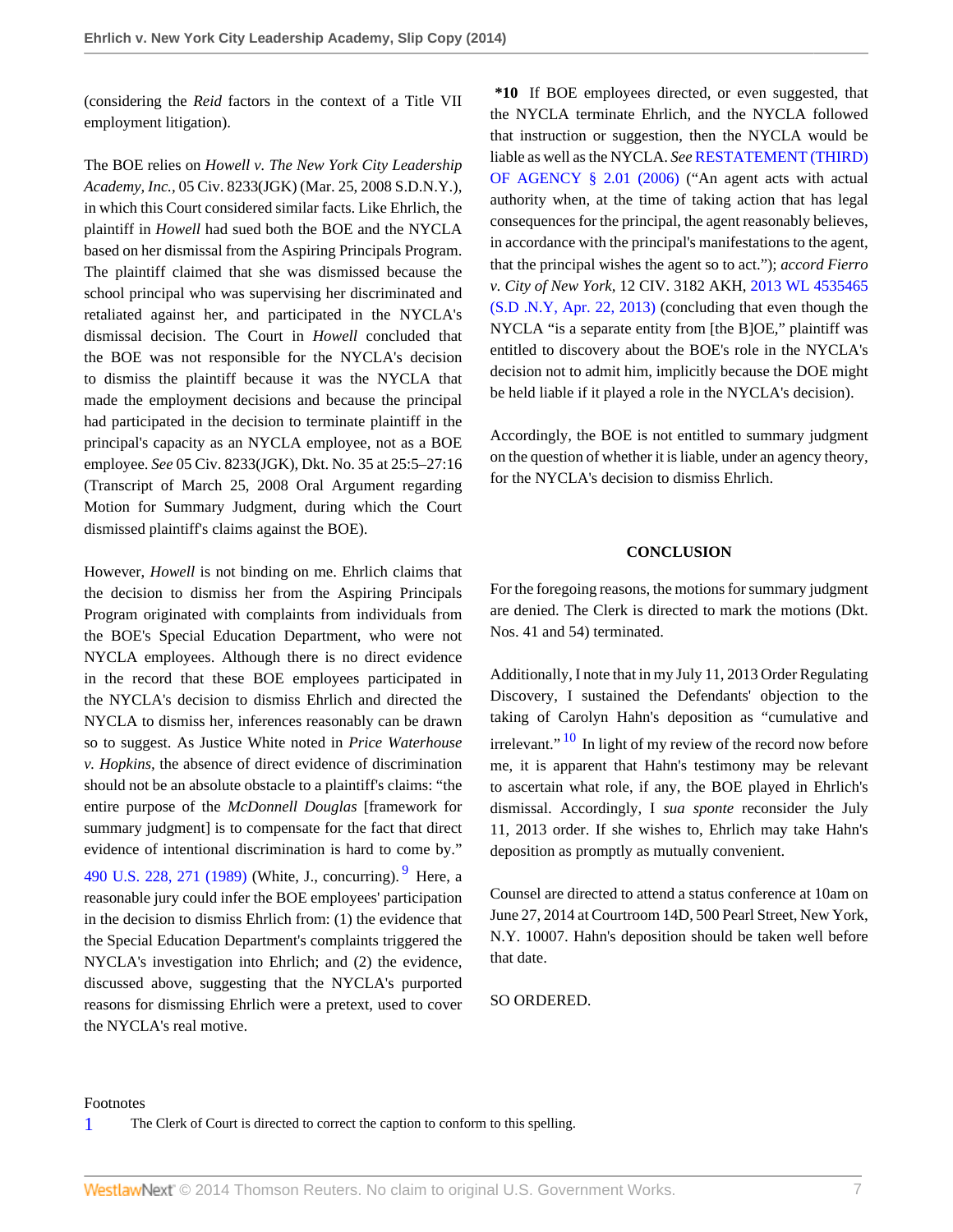(considering the *Reid* factors in the context of a Title VII employment litigation).

The BOE relies on *Howell v. The New York City Leadership Academy, Inc.,* 05 Civ. 8233(JGK) (Mar. 25, 2008 S.D.N.Y.), in which this Court considered similar facts. Like Ehrlich, the plaintiff in *Howell* had sued both the BOE and the NYCLA based on her dismissal from the Aspiring Principals Program. The plaintiff claimed that she was dismissed because the school principal who was supervising her discriminated and retaliated against her, and participated in the NYCLA's dismissal decision. The Court in *Howell* concluded that the BOE was not responsible for the NYCLA's decision to dismiss the plaintiff because it was the NYCLA that made the employment decisions and because the principal had participated in the decision to terminate plaintiff in the principal's capacity as an NYCLA employee, not as a BOE employee. *See* 05 Civ. 8233(JGK), Dkt. No. 35 at 25:5–27:16 (Transcript of March 25, 2008 Oral Argument regarding Motion for Summary Judgment, during which the Court dismissed plaintiff's claims against the BOE).

However, *Howell* is not binding on me. Ehrlich claims that the decision to dismiss her from the Aspiring Principals Program originated with complaints from individuals from the BOE's Special Education Department, who were not NYCLA employees. Although there is no direct evidence in the record that these BOE employees participated in the NYCLA's decision to dismiss Ehrlich and directed the NYCLA to dismiss her, inferences reasonably can be drawn so to suggest. As Justice White noted in *Price Waterhouse v. Hopkins,* the absence of direct evidence of discrimination should not be an absolute obstacle to a plaintiff's claims: "the entire purpose of the *McDonnell Douglas* [framework for summary judgment] is to compensate for the fact that direct evidence of intentional discrimination is hard to come by." 490 U.S. 228, 271 (1989) (White, J., concurring).[9] Here, a reasonable jury could infer the BOE employees' participation in the decision to dismiss Ehrlich from: (1) the evidence that the Special Education Department's complaints triggered the NYCLA's investigation into Ehrlich; and (2) the evidence, discussed above, suggesting that the NYCLA's purported reasons for dismissing Ehrlich were a pretext, used to cover the NYCLA's real motive.

**\*10** If BOE employees directed, or even suggested, that the NYCLA terminate Ehrlich, and the NYCLA followed that instruction or suggestion, then the NYCLA would be liable as well as the NYCLA. *See* RESTATEMENT (THIRD) OF AGENCY § 2.01 (2006) ("An agent acts with actual authority when, at the time of taking action that has legal consequences for the principal, the agent reasonably believes, in accordance with the principal's manifestations to the agent, that the principal wishes the agent so to act."); *accord Fierro v. City of New York,* 12 CIV. 3182 AKH, 2013 WL 4535465 (S.D .N.Y, Apr. 22, 2013) (concluding that even though the NYCLA "is a separate entity from [the B]OE," plaintiff was entitled to discovery about the BOE's role in the NYCLA's decision not to admit him, implicitly because the DOE might be held liable if it played a role in the NYCLA's decision).

Accordingly, the BOE is not entitled to summary judgment on the question of whether it is liable, under an agency theory, for the NYCLA's decision to dismiss Ehrlich.

## CONCLUSION

For the foregoing reasons, the motions for summary judgment are denied. The Clerk is directed to mark the motions (Dkt. Nos. 41 and 54) terminated.

Additionally, I note that in my July 11, 2013 Order Regulating Discovery, I sustained the Defendants' objection to the taking of Carolyn Hahn's deposition as "cumulative and irrelevant."[10] In light of my review of the record now before me, it is apparent that Hahn's testimony may be relevant to ascertain what role, if any, the BOE played in Ehrlich's dismissal. Accordingly, I *sua sponte* reconsider the July 11, 2013 order. If she wishes to, Ehrlich may take Hahn's deposition as promptly as mutually convenient.

Counsel are directed to attend a status conference at 10am on June 27, 2014 at Courtroom 14D, 500 Pearl Street, New York, N.Y. 10007. Hahn's deposition should be taken well before that date.

SO ORDERED.

Footnotes

1 The Clerk of Court is directed to correct the caption to conform to this spelling.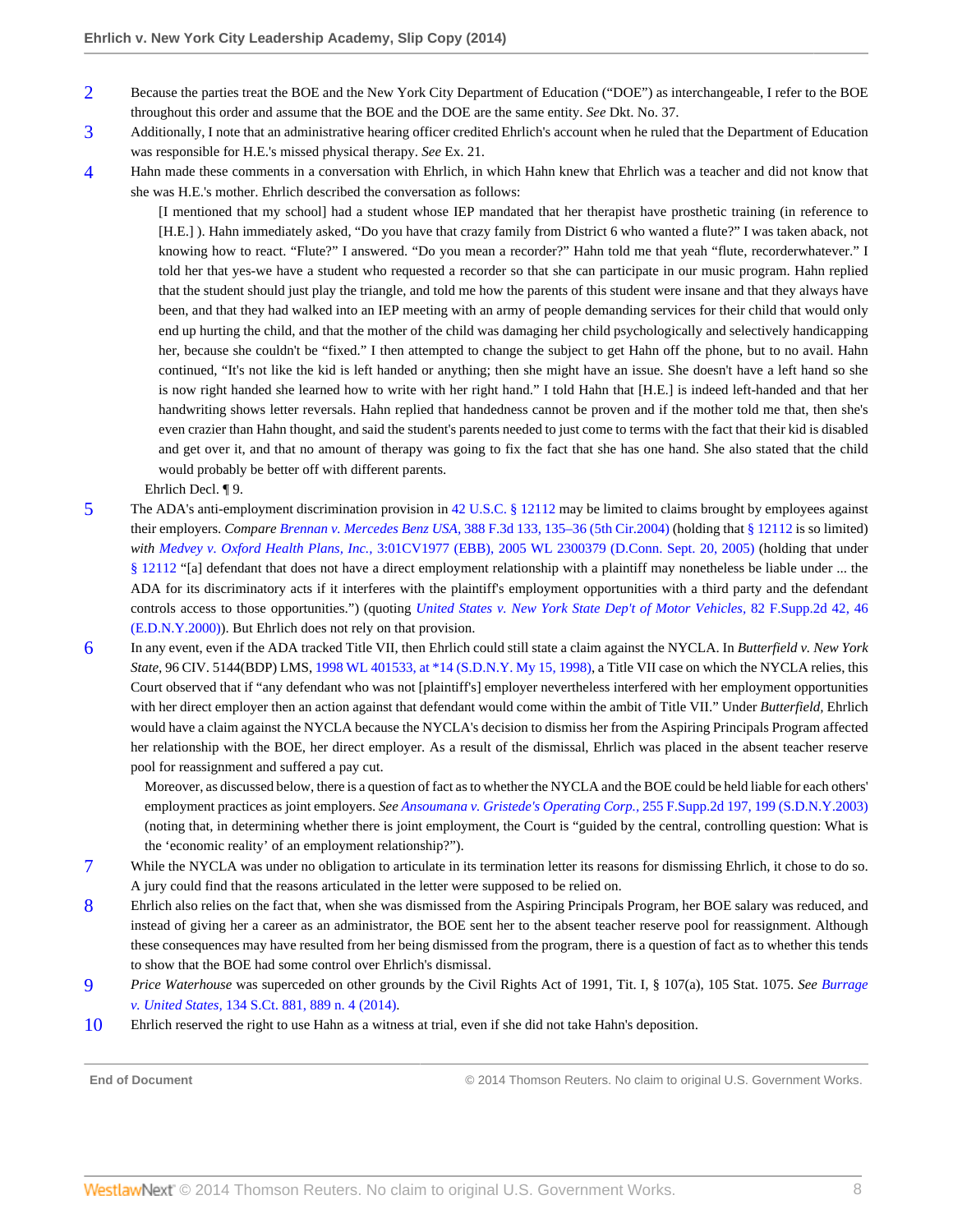2 Because the parties treat the BOE and the New York City Department of Education ("DOE") as interchangeable, I refer to the BOE throughout this order and assume that the BOE and the DOE are the same entity. *See* Dkt. No. 37.

3 Additionally, I note that an administrative hearing officer credited Ehrlich's account when he ruled that the Department of Education was responsible for H.E.'s missed physical therapy. *See* Ex. 21.

4 Hahn made these comments in a conversation with Ehrlich, in which Hahn knew that Ehrlich was a teacher and did not know that she was H.E.'s mother. Ehrlich described the conversation as follows:

> [I mentioned that my school] had a student whose IEP mandated that her therapist have prosthetic training (in reference to [H.E.] ). Hahn immediately asked, "Do you have that crazy family from District 6 who wanted a flute?" I was taken aback, not knowing how to react. "Flute?" I answered. "Do you mean a recorder?" Hahn told me that yeah "flute, recorderwhatever." I told her that yes-we have a student who requested a recorder so that she can participate in our music program. Hahn replied that the student should just play the triangle, and told me how the parents of this student were insane and that they always have been, and that they had walked into an IEP meeting with an army of people demanding services for their child that would only end up hurting the child, and that the mother of the child was damaging her child psychologically and selectively handicapping her, because she couldn't be "fixed." I then attempted to change the subject to get Hahn off the phone, but to no avail. Hahn continued, "It's not like the kid is left handed or anything; then she might have an issue. She doesn't have a left hand so she is now right handed she learned how to write with her right hand." I told Hahn that [H.E.] is indeed left-handed and that her handwriting shows letter reversals. Hahn replied that handedness cannot be proven and if the mother told me that, then she's even crazier than Hahn thought, and said the student's parents needed to just come to terms with the fact that their kid is disabled and get over it, and that no amount of therapy was going to fix the fact that she has one hand. She also stated that the child would probably be better off with different parents.

Ehrlich Decl. ¶ 9.

5 The ADA's anti-employment discrimination provision in 42 U.S.C. § 12112 may be limited to claims brought by employees against their employers. *Compare Brennan v. Mercedes Benz USA,* 388 F.3d 133, 135–36 (5th Cir.2004) (holding that § 12112 is so limited) *with Medvey v. Oxford Health Plans, Inc.,* 3:01CV1977 (EBB), 2005 WL 2300379 (D.Conn. Sept. 20, 2005) (holding that under § 12112 "[a] defendant that does not have a direct employment relationship with a plaintiff may nonetheless be liable under ... the ADA for its discriminatory acts if it interferes with the plaintiff's employment opportunities with a third party and the defendant controls access to those opportunities.") (quoting *United States v. New York State Dep't of Motor Vehicles,* 82 F.Supp.2d 42, 46 (E.D.N.Y.2000)). But Ehrlich does not rely on that provision.

6 In any event, even if the ADA tracked Title VII, then Ehrlich could still state a claim against the NYCLA. In *Butterfield v. New York State,* 96 CIV. 5144(BDP) LMS, 1998 WL 401533, at *14 (S.D.N.Y. My 15, 1998), a Title VII case on which the NYCLA relies, this Court observed that if "any defendant who was not [plaintiff's] employer nevertheless interfered with her employment opportunities with her direct employer then an action against that defendant would come within the ambit of Title VII." Under *Butterfield,* Ehrlich would have a claim against the NYCLA because the NYCLA's decision to dismiss her from the Aspiring Principals Program affected her relationship with the BOE, her direct employer. As a result of the dismissal, Ehrlich was placed in the absent teacher reserve pool for reassignment and suffered a pay cut.

Moreover, as discussed below, there is a question of fact as to whether the NYCLA and the BOE could be held liable for each others' employment practices as joint employers. *See Ansoumana v. Gristede's Operating Corp.,* 255 F.Supp.2d 197, 199 (S.D.N.Y.2003) (noting that, in determining whether there is joint employment, the Court is "guided by the central, controlling question: What is the 'economic reality' of an employment relationship?").

7 While the NYCLA was under no obligation to articulate in its termination letter its reasons for dismissing Ehrlich, it chose to do so. A jury could find that the reasons articulated in the letter were supposed to be relied on.

8 Ehrlich also relies on the fact that, when she was dismissed from the Aspiring Principals Program, her BOE salary was reduced, and instead of giving her a career as an administrator, the BOE sent her to the absent teacher reserve pool for reassignment. Although these consequences may have resulted from her being dismissed from the program, there is a question of fact as to whether this tends to show that the BOE had some control over Ehrlich's dismissal.

9 *Price Waterhouse* was superceded on other grounds by the Civil Rights Act of 1991, Tit. I, § 107(a), 105 Stat. 1075. *See Burrage v. United States,* 134 S.Ct. 881, 889 n. 4 (2014).

10 Ehrlich reserved the right to use Hahn as a witness at trial, even if she did not take Hahn's deposition.

End of Document © 2014 Thomson Reuters. No claim to original U.S. Government Works.